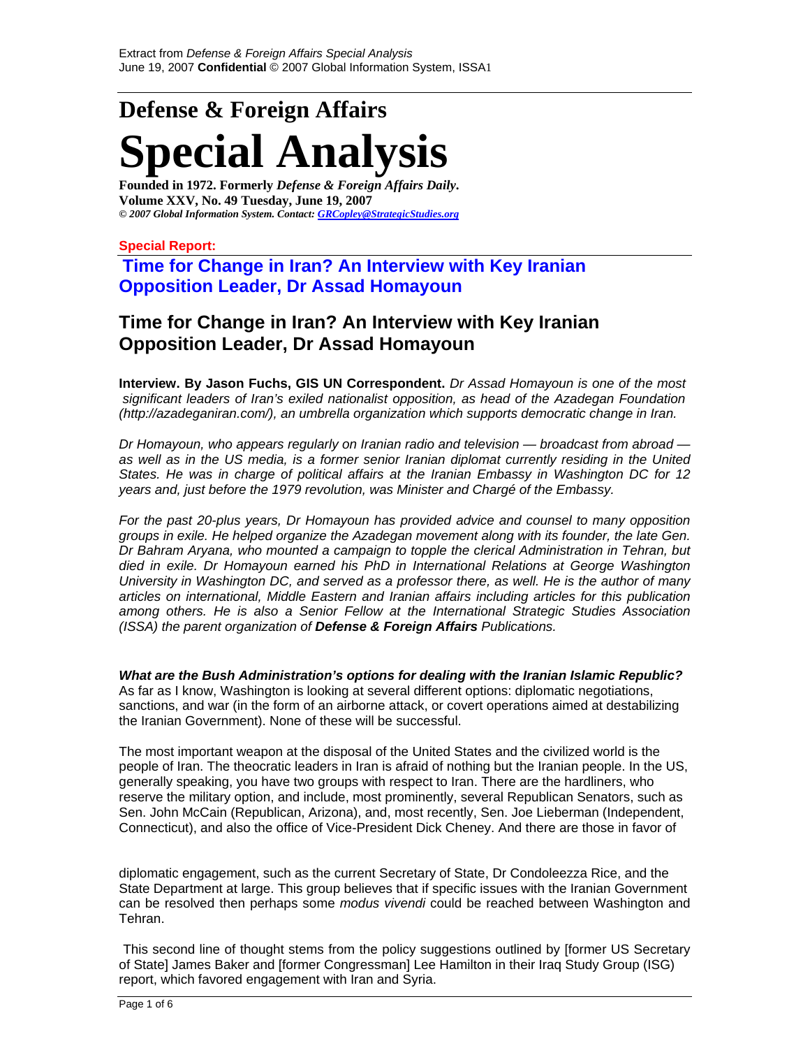Extract from *Defense & Foreign Affairs Special Analysis*
June 19, 2007 **Confidential** © 2007 Global Information System, ISSA1

# Defense & Foreign Affairs

# Special Analysis

**Founded in 1972. Formerly *Defense & Foreign Affairs Daily*.**
**Volume XXV, No. 49 Tuesday, June 19, 2007**
***© 2007 Global Information System. Contact: GRCopley@StrategicStudies.org***

**Special Report:**

## Time for Change in Iran? An Interview with Key Iranian Opposition Leader, Dr Assad Homayoun

## Time for Change in Iran? An Interview with Key Iranian Opposition Leader, Dr Assad Homayoun

**Interview. By Jason Fuchs, GIS UN Correspondent.** *Dr Assad Homayoun is one of the most significant leaders of Iran's exiled nationalist opposition, as head of the Azadegan Foundation (http://azadeganiran.com/), an umbrella organization which supports democratic change in Iran.*

*Dr Homayoun, who appears regularly on Iranian radio and television — broadcast from abroad — as well as in the US media, is a former senior Iranian diplomat currently residing in the United States. He was in charge of political affairs at the Iranian Embassy in Washington DC for 12 years and, just before the 1979 revolution, was Minister and Chargé of the Embassy.*

*For the past 20-plus years, Dr Homayoun has provided advice and counsel to many opposition groups in exile. He helped organize the Azadegan movement along with its founder, the late Gen. Dr Bahram Aryana, who mounted a campaign to topple the clerical Administration in Tehran, but died in exile. Dr Homayoun earned his PhD in International Relations at George Washington University in Washington DC, and served as a professor there, as well. He is the author of many articles on international, Middle Eastern and Iranian affairs including articles for this publication among others. He is also a Senior Fellow at the International Strategic Studies Association (ISSA) the parent organization of* ***Defense & Foreign Affairs*** *Publications.*

***What are the Bush Administration's options for dealing with the Iranian Islamic Republic?***
As far as I know, Washington is looking at several different options: diplomatic negotiations, sanctions, and war (in the form of an airborne attack, or covert operations aimed at destabilizing the Iranian Government). None of these will be successful.

The most important weapon at the disposal of the United States and the civilized world is the people of Iran. The theocratic leaders in Iran is afraid of nothing but the Iranian people. In the US, generally speaking, you have two groups with respect to Iran. There are the hardliners, who reserve the military option, and include, most prominently, several Republican Senators, such as Sen. John McCain (Republican, Arizona), and, most recently, Sen. Joe Lieberman (Independent, Connecticut), and also the office of Vice-President Dick Cheney. And there are those in favor of diplomatic engagement, such as the current Secretary of State, Dr Condoleezza Rice, and the State Department at large. This group believes that if specific issues with the Iranian Government can be resolved then perhaps some *modus vivendi* could be reached between Washington and Tehran.

This second line of thought stems from the policy suggestions outlined by [former US Secretary of State] James Baker and [former Congressman] Lee Hamilton in their Iraq Study Group (ISG) report, which favored engagement with Iran and Syria.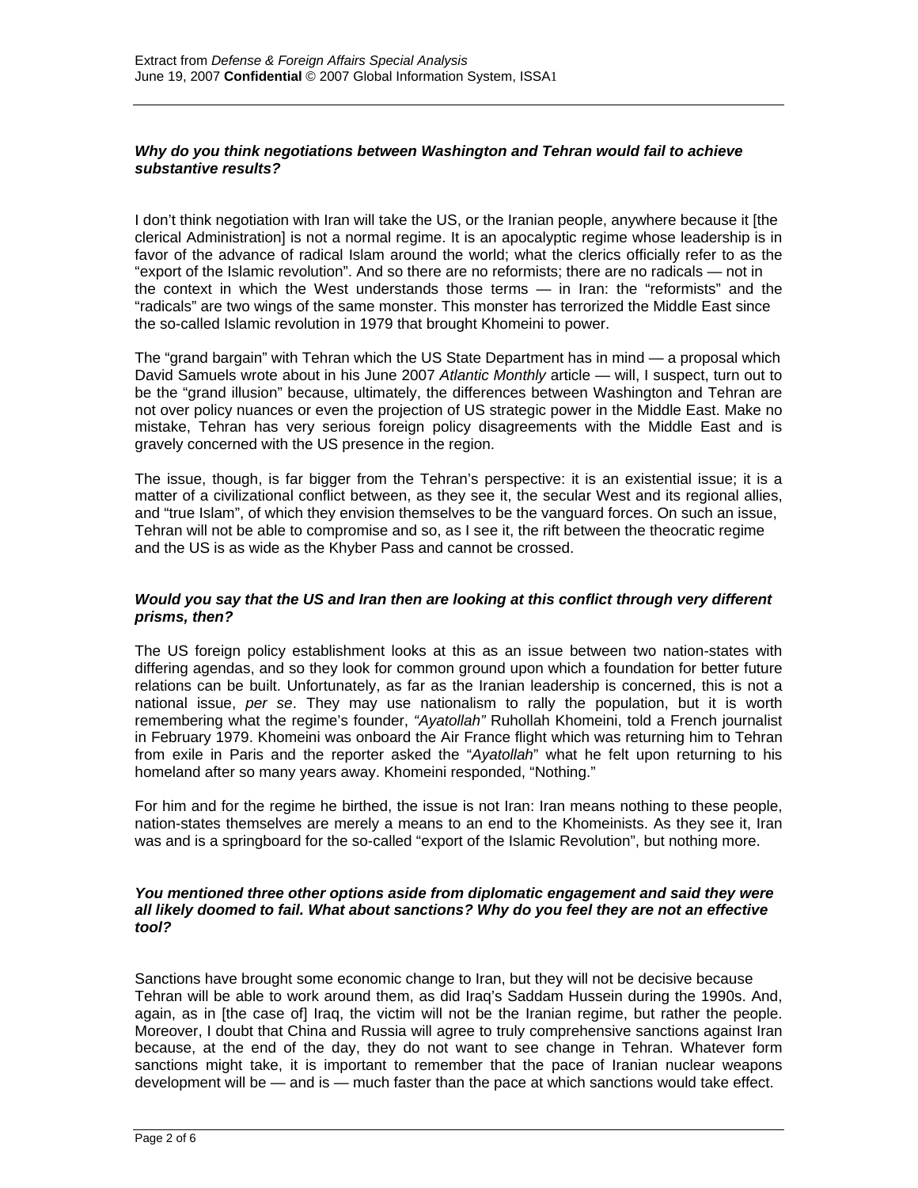***Why do you think negotiations between Washington and Tehran would fail to achieve substantive results?***

I don't think negotiation with Iran will take the US, or the Iranian people, anywhere because it [the clerical Administration] is not a normal regime. It is an apocalyptic regime whose leadership is in favor of the advance of radical Islam around the world; what the clerics officially refer to as the "export of the Islamic revolution". And so there are no reformists; there are no radicals — not in the context in which the West understands those terms — in Iran: the "reformists" and the "radicals" are two wings of the same monster. This monster has terrorized the Middle East since the so-called Islamic revolution in 1979 that brought Khomeini to power.

The "grand bargain" with Tehran which the US State Department has in mind — a proposal which David Samuels wrote about in his June 2007 *Atlantic Monthly* article — will, I suspect, turn out to be the "grand illusion" because, ultimately, the differences between Washington and Tehran are not over policy nuances or even the projection of US strategic power in the Middle East. Make no mistake, Tehran has very serious foreign policy disagreements with the Middle East and is gravely concerned with the US presence in the region.

The issue, though, is far bigger from the Tehran's perspective: it is an existential issue; it is a matter of a civilizational conflict between, as they see it, the secular West and its regional allies, and "true Islam", of which they envision themselves to be the vanguard forces. On such an issue, Tehran will not be able to compromise and so, as I see it, the rift between the theocratic regime and the US is as wide as the Khyber Pass and cannot be crossed.

***Would you say that the US and Iran then are looking at this conflict through very different prisms, then?***

The US foreign policy establishment looks at this as an issue between two nation-states with differing agendas, and so they look for common ground upon which a foundation for better future relations can be built. Unfortunately, as far as the Iranian leadership is concerned, this is not a national issue, *per se*. They may use nationalism to rally the population, but it is worth remembering what the regime's founder, *"Ayatollah"* Ruhollah Khomeini, told a French journalist in February 1979. Khomeini was onboard the Air France flight which was returning him to Tehran from exile in Paris and the reporter asked the "*Ayatollah*" what he felt upon returning to his homeland after so many years away. Khomeini responded, "Nothing."

For him and for the regime he birthed, the issue is not Iran: Iran means nothing to these people, nation-states themselves are merely a means to an end to the Khomeinists. As they see it, Iran was and is a springboard for the so-called "export of the Islamic Revolution", but nothing more.

***You mentioned three other options aside from diplomatic engagement and said they were all likely doomed to fail. What about sanctions? Why do you feel they are not an effective tool?***

Sanctions have brought some economic change to Iran, but they will not be decisive because Tehran will be able to work around them, as did Iraq's Saddam Hussein during the 1990s. And, again, as in [the case of] Iraq, the victim will not be the Iranian regime, but rather the people. Moreover, I doubt that China and Russia will agree to truly comprehensive sanctions against Iran because, at the end of the day, they do not want to see change in Tehran. Whatever form sanctions might take, it is important to remember that the pace of Iranian nuclear weapons development will be — and is — much faster than the pace at which sanctions would take effect.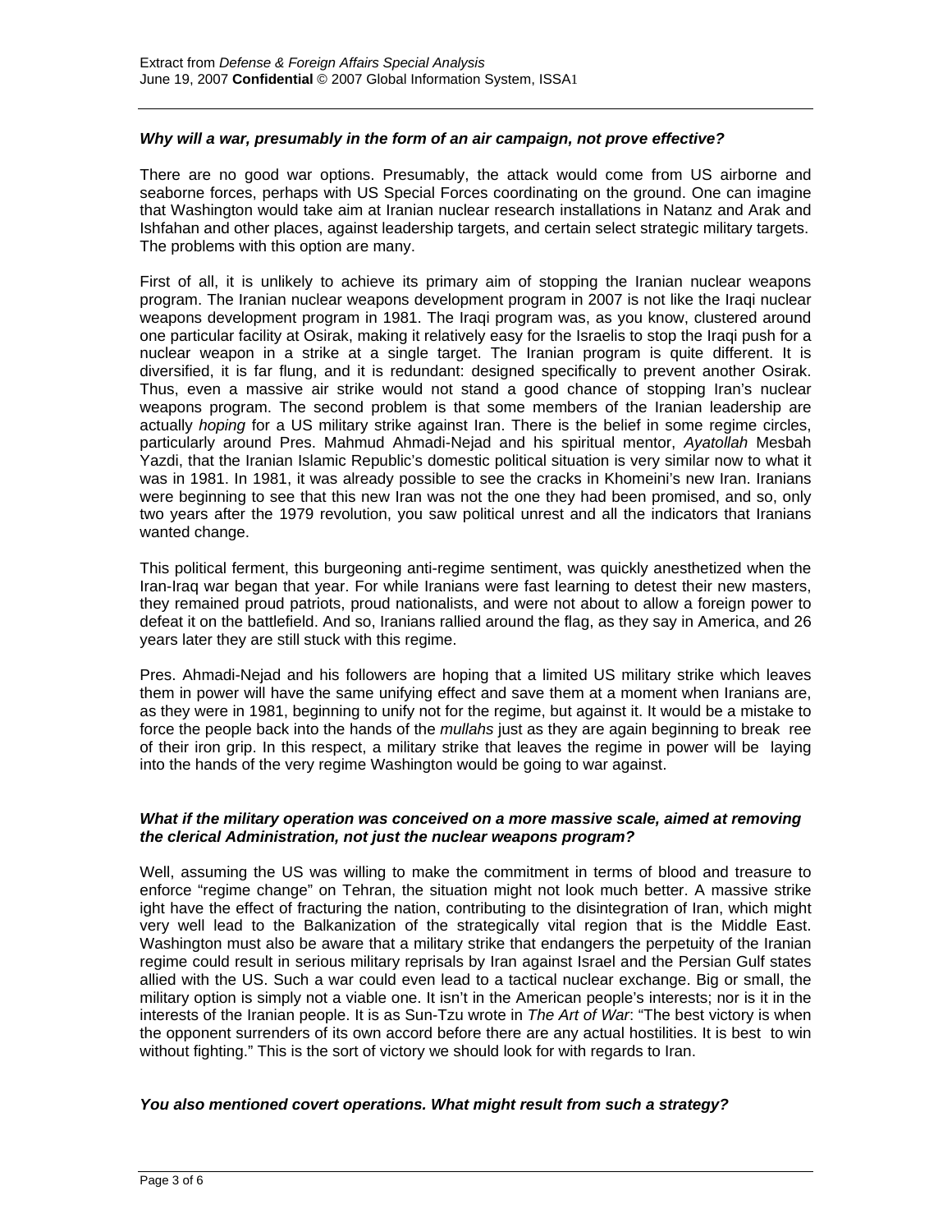### *Why will a war, presumably in the form of an air campaign, not prove effective?*

There are no good war options. Presumably, the attack would come from US airborne and seaborne forces, perhaps with US Special Forces coordinating on the ground. One can imagine that Washington would take aim at Iranian nuclear research installations in Natanz and Arak and Ishfahan and other places, against leadership targets, and certain select strategic military targets. The problems with this option are many.

First of all, it is unlikely to achieve its primary aim of stopping the Iranian nuclear weapons program. The Iranian nuclear weapons development program in 2007 is not like the Iraqi nuclear weapons development program in 1981. The Iraqi program was, as you know, clustered around one particular facility at Osirak, making it relatively easy for the Israelis to stop the Iraqi push for a nuclear weapon in a strike at a single target. The Iranian program is quite different. It is diversified, it is far flung, and it is redundant: designed specifically to prevent another Osirak. Thus, even a massive air strike would not stand a good chance of stopping Iran's nuclear weapons program. The second problem is that some members of the Iranian leadership are actually *hoping* for a US military strike against Iran. There is the belief in some regime circles, particularly around Pres. Mahmud Ahmadi-Nejad and his spiritual mentor, *Ayatollah* Mesbah Yazdi, that the Iranian Islamic Republic's domestic political situation is very similar now to what it was in 1981. In 1981, it was already possible to see the cracks in Khomeini's new Iran. Iranians were beginning to see that this new Iran was not the one they had been promised, and so, only two years after the 1979 revolution, you saw political unrest and all the indicators that Iranians wanted change.

This political ferment, this burgeoning anti-regime sentiment, was quickly anesthetized when the Iran-Iraq war began that year. For while Iranians were fast learning to detest their new masters, they remained proud patriots, proud nationalists, and were not about to allow a foreign power to defeat it on the battlefield. And so, Iranians rallied around the flag, as they say in America, and 26 years later they are still stuck with this regime.

Pres. Ahmadi-Nejad and his followers are hoping that a limited US military strike which leaves them in power will have the same unifying effect and save them at a moment when Iranians are, as they were in 1981, beginning to unify not for the regime, but against it. It would be a mistake to force the people back into the hands of the *mullahs* just as they are again beginning to break ree of their iron grip. In this respect, a military strike that leaves the regime in power will be laying into the hands of the very regime Washington would be going to war against.

### *What if the military operation was conceived on a more massive scale, aimed at removing the clerical Administration, not just the nuclear weapons program?*

Well, assuming the US was willing to make the commitment in terms of blood and treasure to enforce "regime change" on Tehran, the situation might not look much better. A massive strike ight have the effect of fracturing the nation, contributing to the disintegration of Iran, which might very well lead to the Balkanization of the strategically vital region that is the Middle East. Washington must also be aware that a military strike that endangers the perpetuity of the Iranian regime could result in serious military reprisals by Iran against Israel and the Persian Gulf states allied with the US. Such a war could even lead to a tactical nuclear exchange. Big or small, the military option is simply not a viable one. It isn't in the American people's interests; nor is it in the interests of the Iranian people. It is as Sun-Tzu wrote in *The Art of War*: "The best victory is when the opponent surrenders of its own accord before there are any actual hostilities. It is best to win without fighting." This is the sort of victory we should look for with regards to Iran.

### *You also mentioned covert operations. What might result from such a strategy?*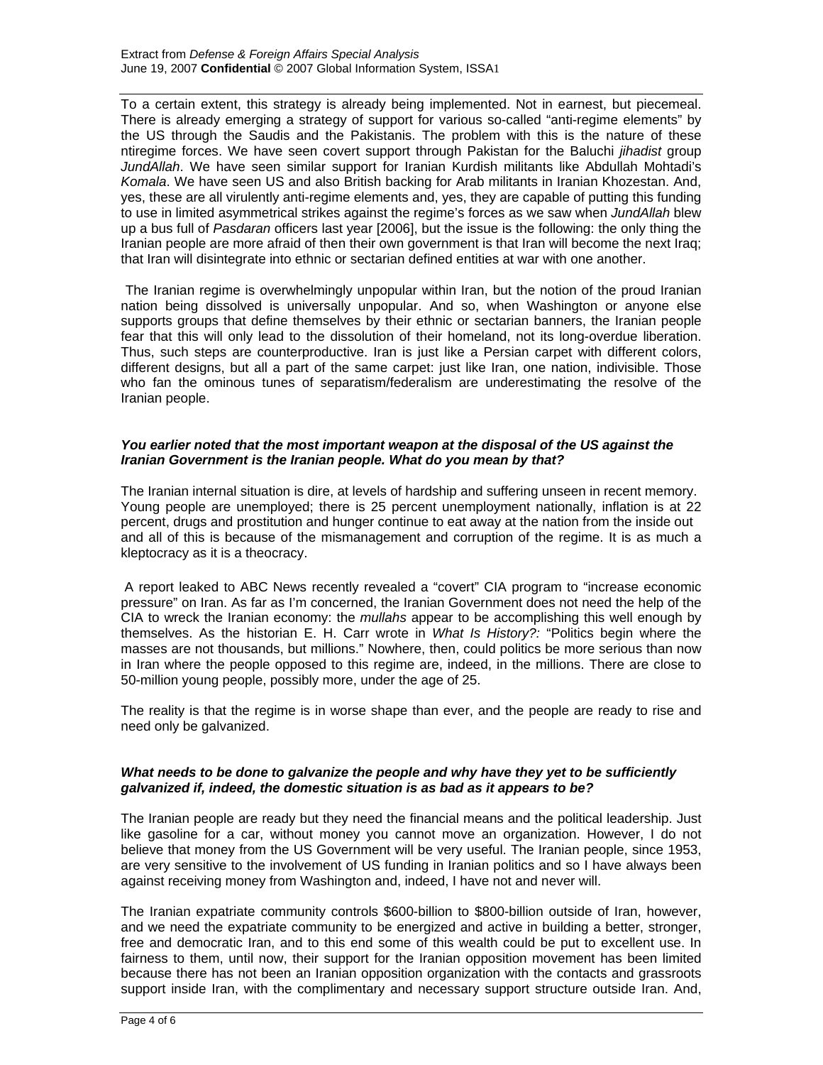To a certain extent, this strategy is already being implemented. Not in earnest, but piecemeal. There is already emerging a strategy of support for various so-called "anti-regime elements" by the US through the Saudis and the Pakistanis. The problem with this is the nature of these ntiregime forces. We have seen covert support through Pakistan for the Baluchi *jihadist* group *JundAllah*. We have seen similar support for Iranian Kurdish militants like Abdullah Mohtadi's *Komala*. We have seen US and also British backing for Arab militants in Iranian Khozestan. And, yes, these are all virulently anti-regime elements and, yes, they are capable of putting this funding to use in limited asymmetrical strikes against the regime's forces as we saw when *JundAllah* blew up a bus full of *Pasdaran* officers last year [2006], but the issue is the following: the only thing the Iranian people are more afraid of then their own government is that Iran will become the next Iraq; that Iran will disintegrate into ethnic or sectarian defined entities at war with one another.

The Iranian regime is overwhelmingly unpopular within Iran, but the notion of the proud Iranian nation being dissolved is universally unpopular. And so, when Washington or anyone else supports groups that define themselves by their ethnic or sectarian banners, the Iranian people fear that this will only lead to the dissolution of their homeland, not its long-overdue liberation. Thus, such steps are counterproductive. Iran is just like a Persian carpet with different colors, different designs, but all a part of the same carpet: just like Iran, one nation, indivisible. Those who fan the ominous tunes of separatism/federalism are underestimating the resolve of the Iranian people.

***You earlier noted that the most important weapon at the disposal of the US against the Iranian Government is the Iranian people. What do you mean by that?***

The Iranian internal situation is dire, at levels of hardship and suffering unseen in recent memory. Young people are unemployed; there is 25 percent unemployment nationally, inflation is at 22 percent, drugs and prostitution and hunger continue to eat away at the nation from the inside out and all of this is because of the mismanagement and corruption of the regime. It is as much a kleptocracy as it is a theocracy.

A report leaked to ABC News recently revealed a "covert" CIA program to "increase economic pressure" on Iran. As far as I'm concerned, the Iranian Government does not need the help of the CIA to wreck the Iranian economy: the *mullahs* appear to be accomplishing this well enough by themselves. As the historian E. H. Carr wrote in *What Is History?:* "Politics begin where the masses are not thousands, but millions." Nowhere, then, could politics be more serious than now in Iran where the people opposed to this regime are, indeed, in the millions. There are close to 50-million young people, possibly more, under the age of 25.

The reality is that the regime is in worse shape than ever, and the people are ready to rise and need only be galvanized.

***What needs to be done to galvanize the people and why have they yet to be sufficiently galvanized if, indeed, the domestic situation is as bad as it appears to be?***

The Iranian people are ready but they need the financial means and the political leadership. Just like gasoline for a car, without money you cannot move an organization. However, I do not believe that money from the US Government will be very useful. The Iranian people, since 1953, are very sensitive to the involvement of US funding in Iranian politics and so I have always been against receiving money from Washington and, indeed, I have not and never will.

The Iranian expatriate community controls $600-billion to $800-billion outside of Iran, however, and we need the expatriate community to be energized and active in building a better, stronger, free and democratic Iran, and to this end some of this wealth could be put to excellent use. In fairness to them, until now, their support for the Iranian opposition movement has been limited because there has not been an Iranian opposition organization with the contacts and grassroots support inside Iran, with the complimentary and necessary support structure outside Iran. And,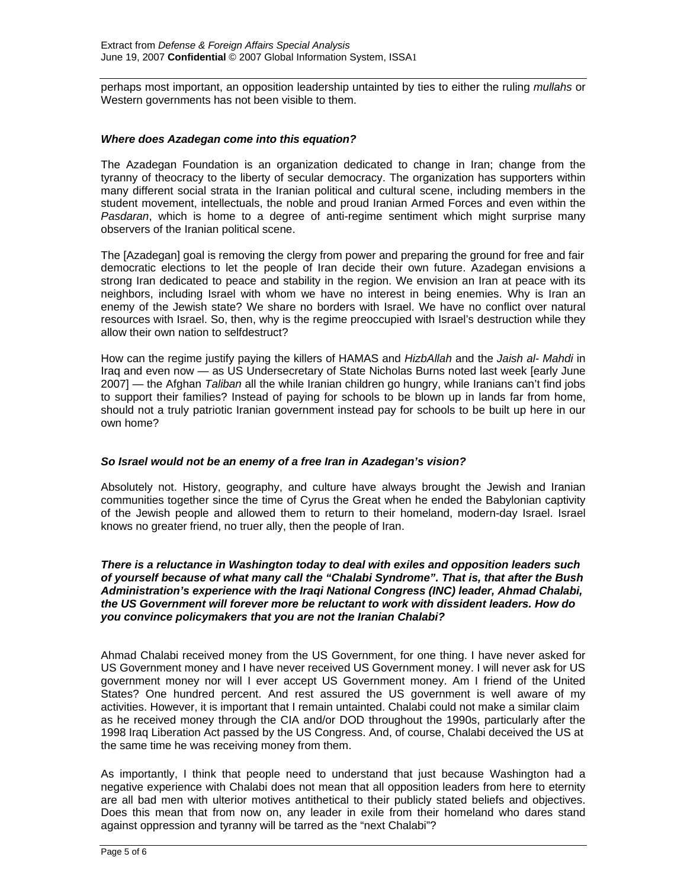perhaps most important, an opposition leadership untainted by ties to either the ruling *mullahs* or Western governments has not been visible to them.

***Where does Azadegan come into this equation?***

The Azadegan Foundation is an organization dedicated to change in Iran; change from the tyranny of theocracy to the liberty of secular democracy. The organization has supporters within many different social strata in the Iranian political and cultural scene, including members in the student movement, intellectuals, the noble and proud Iranian Armed Forces and even within the *Pasdaran*, which is home to a degree of anti-regime sentiment which might surprise many observers of the Iranian political scene.

The [Azadegan] goal is removing the clergy from power and preparing the ground for free and fair democratic elections to let the people of Iran decide their own future. Azadegan envisions a strong Iran dedicated to peace and stability in the region. We envision an Iran at peace with its neighbors, including Israel with whom we have no interest in being enemies. Why is Iran an enemy of the Jewish state? We share no borders with Israel. We have no conflict over natural resources with Israel. So, then, why is the regime preoccupied with Israel's destruction while they allow their own nation to selfdestruct?

How can the regime justify paying the killers of HAMAS and *HizbAllah* and the *Jaish al- Mahdi* in Iraq and even now — as US Undersecretary of State Nicholas Burns noted last week [early June 2007] — the Afghan *Taliban* all the while Iranian children go hungry, while Iranians can't find jobs to support their families? Instead of paying for schools to be blown up in lands far from home, should not a truly patriotic Iranian government instead pay for schools to be built up here in our own home?

***So Israel would not be an enemy of a free Iran in Azadegan's vision?***

Absolutely not. History, geography, and culture have always brought the Jewish and Iranian communities together since the time of Cyrus the Great when he ended the Babylonian captivity of the Jewish people and allowed them to return to their homeland, modern-day Israel. Israel knows no greater friend, no truer ally, then the people of Iran.

***There is a reluctance in Washington today to deal with exiles and opposition leaders such of yourself because of what many call the "Chalabi Syndrome". That is, that after the Bush Administration's experience with the Iraqi National Congress (INC) leader, Ahmad Chalabi, the US Government will forever more be reluctant to work with dissident leaders. How do you convince policymakers that you are not the Iranian Chalabi?***

Ahmad Chalabi received money from the US Government, for one thing. I have never asked for US Government money and I have never received US Government money. I will never ask for US government money nor will I ever accept US Government money. Am I friend of the United States? One hundred percent. And rest assured the US government is well aware of my activities. However, it is important that I remain untainted. Chalabi could not make a similar claim as he received money through the CIA and/or DOD throughout the 1990s, particularly after the 1998 Iraq Liberation Act passed by the US Congress. And, of course, Chalabi deceived the US at the same time he was receiving money from them.

As importantly, I think that people need to understand that just because Washington had a negative experience with Chalabi does not mean that all opposition leaders from here to eternity are all bad men with ulterior motives antithetical to their publicly stated beliefs and objectives. Does this mean that from now on, any leader in exile from their homeland who dares stand against oppression and tyranny will be tarred as the "next Chalabi"?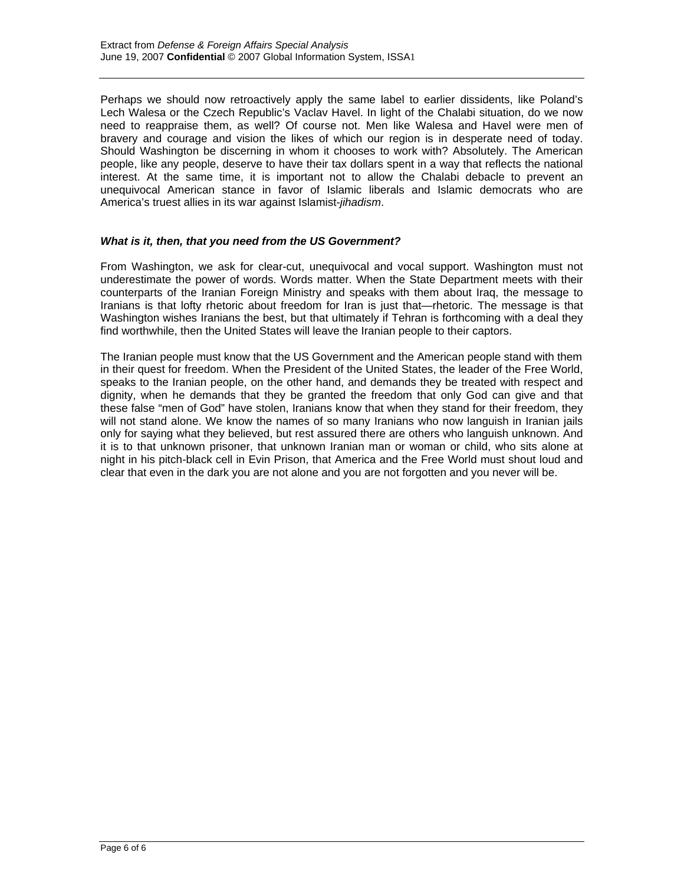Perhaps we should now retroactively apply the same label to earlier dissidents, like Poland's Lech Walesa or the Czech Republic's Vaclav Havel. In light of the Chalabi situation, do we now need to reappraise them, as well? Of course not. Men like Walesa and Havel were men of bravery and courage and vision the likes of which our region is in desperate need of today. Should Washington be discerning in whom it chooses to work with? Absolutely. The American people, like any people, deserve to have their tax dollars spent in a way that reflects the national interest. At the same time, it is important not to allow the Chalabi debacle to prevent an unequivocal American stance in favor of Islamic liberals and Islamic democrats who are America's truest allies in its war against Islamist-*jihadism*.

***What is it, then, that you need from the US Government?***

From Washington, we ask for clear-cut, unequivocal and vocal support. Washington must not underestimate the power of words. Words matter. When the State Department meets with their counterparts of the Iranian Foreign Ministry and speaks with them about Iraq, the message to Iranians is that lofty rhetoric about freedom for Iran is just that—rhetoric. The message is that Washington wishes Iranians the best, but that ultimately if Tehran is forthcoming with a deal they find worthwhile, then the United States will leave the Iranian people to their captors.

The Iranian people must know that the US Government and the American people stand with them in their quest for freedom. When the President of the United States, the leader of the Free World, speaks to the Iranian people, on the other hand, and demands they be treated with respect and dignity, when he demands that they be granted the freedom that only God can give and that these false "men of God" have stolen, Iranians know that when they stand for their freedom, they will not stand alone. We know the names of so many Iranians who now languish in Iranian jails only for saying what they believed, but rest assured there are others who languish unknown. And it is to that unknown prisoner, that unknown Iranian man or woman or child, who sits alone at night in his pitch-black cell in Evin Prison, that America and the Free World must shout loud and clear that even in the dark you are not alone and you are not forgotten and you never will be.